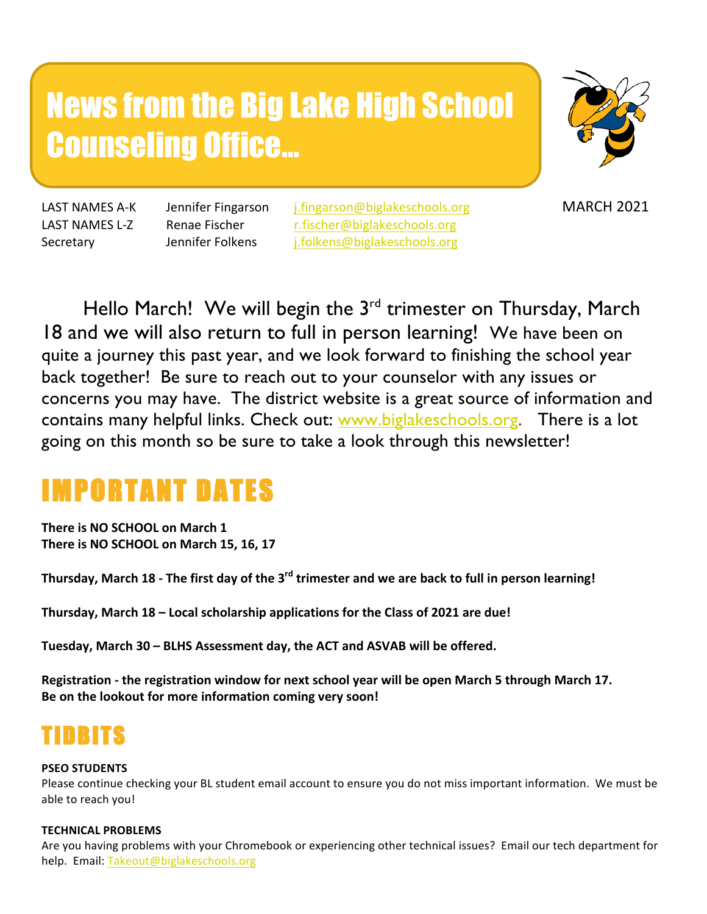# News from the Big Lake High School Counseling Office...

| | | | |
|---|---|---|---|
| LAST NAMES A-K | Jennifer Fingarson | j.fingarson@biglakeschools.org | MARCH 2021 |
| LAST NAMES L-Z | Renae Fischer | r.fischer@biglakeschools.org | |
| Secretary | Jennifer Folkens | j.folkens@biglakeschools.org | |

Hello March! We will begin the 3rd trimester on Thursday, March 18 and we will also return to full in person learning! We have been on quite a journey this past year, and we look forward to finishing the school year back together! Be sure to reach out to your counselor with any issues or concerns you may have. The district website is a great source of information and contains many helpful links. Check out: www.biglakeschools.org. There is a lot going on this month so be sure to take a look through this newsletter!

# IMPORTANT DATES

**There is NO SCHOOL on March 1**
**There is NO SCHOOL on March 15, 16, 17**

**Thursday, March 18 - The first day of the 3rd trimester and we are back to full in person learning!**

**Thursday, March 18 – Local scholarship applications for the Class of 2021 are due!**

**Tuesday, March 30 – BLHS Assessment day, the ACT and ASVAB will be offered.**

**Registration - the registration window for next school year will be open March 5 through March 17.**
**Be on the lookout for more information coming very soon!**

# TIDBITS

**PSEO STUDENTS**

Please continue checking your BL student email account to ensure you do not miss important information. We must be able to reach you!

**TECHNICAL PROBLEMS**

Are you having problems with your Chromebook or experiencing other technical issues? Email our tech department for help. Email: Takeout@biglakeschools.org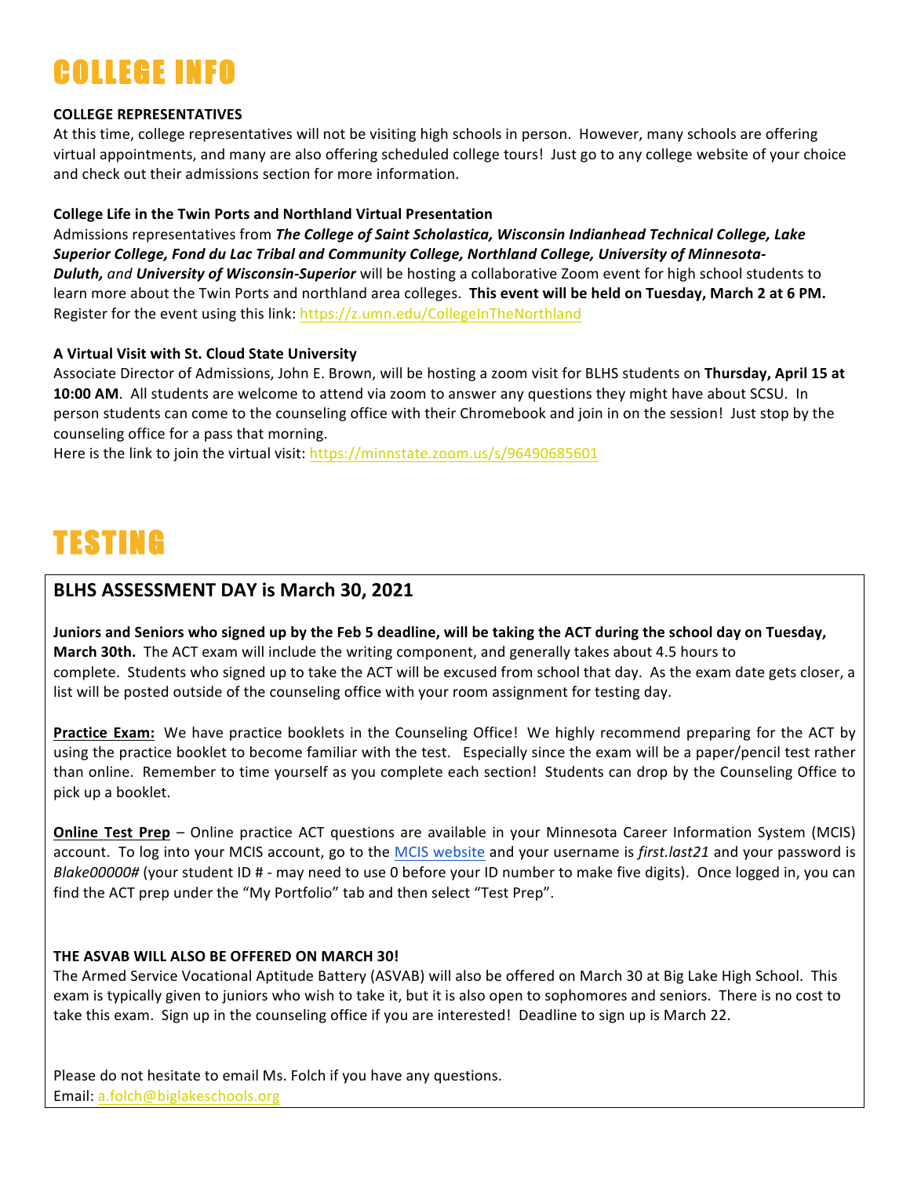# COLLEGE INFO

**COLLEGE REPRESENTATIVES**

At this time, college representatives will not be visiting high schools in person. However, many schools are offering virtual appointments, and many are also offering scheduled college tours! Just go to any college website of your choice and check out their admissions section for more information.

**College Life in the Twin Ports and Northland Virtual Presentation**

Admissions representatives from ***The College of Saint Scholastica, Wisconsin Indianhead Technical College, Lake Superior College, Fond du Lac Tribal and Community College, Northland College, University of Minnesota-Duluth,*** *and* ***University of Wisconsin-Superior*** will be hosting a collaborative Zoom event for high school students to learn more about the Twin Ports and northland area colleges. **This event will be held on Tuesday, March 2 at 6 PM.** Register for the event using this link: https://z.umn.edu/CollegeInTheNorthland

**A Virtual Visit with St. Cloud State University**

Associate Director of Admissions, John E. Brown, will be hosting a zoom visit for BLHS students on **Thursday, April 15 at 10:00 AM**. All students are welcome to attend via zoom to answer any questions they might have about SCSU. In person students can come to the counseling office with their Chromebook and join in on the session! Just stop by the counseling office for a pass that morning.

Here is the link to join the virtual visit: https://minnstate.zoom.us/s/96490685601

# TESTING

## BLHS ASSESSMENT DAY is March 30, 2021

**Juniors and Seniors who signed up by the Feb 5 deadline, will be taking the ACT during the school day on Tuesday, March 30th.** The ACT exam will include the writing component, and generally takes about 4.5 hours to complete. Students who signed up to take the ACT will be excused from school that day. As the exam date gets closer, a list will be posted outside of the counseling office with your room assignment for testing day.

**Practice Exam:** We have practice booklets in the Counseling Office! We highly recommend preparing for the ACT by using the practice booklet to become familiar with the test. Especially since the exam will be a paper/pencil test rather than online. Remember to time yourself as you complete each section! Students can drop by the Counseling Office to pick up a booklet.

**Online Test Prep** – Online practice ACT questions are available in your Minnesota Career Information System (MCIS) account. To log into your MCIS account, go to the MCIS website and your username is *first.last21* and your password is *Blake00000#* (your student ID # - may need to use 0 before your ID number to make five digits). Once logged in, you can find the ACT prep under the "My Portfolio" tab and then select "Test Prep".

**THE ASVAB WILL ALSO BE OFFERED ON MARCH 30!**

The Armed Service Vocational Aptitude Battery (ASVAB) will also be offered on March 30 at Big Lake High School. This exam is typically given to juniors who wish to take it, but it is also open to sophomores and seniors. There is no cost to take this exam. Sign up in the counseling office if you are interested! Deadline to sign up is March 22.

Please do not hesitate to email Ms. Folch if you have any questions.

Email: a.folch@biglakeschools.org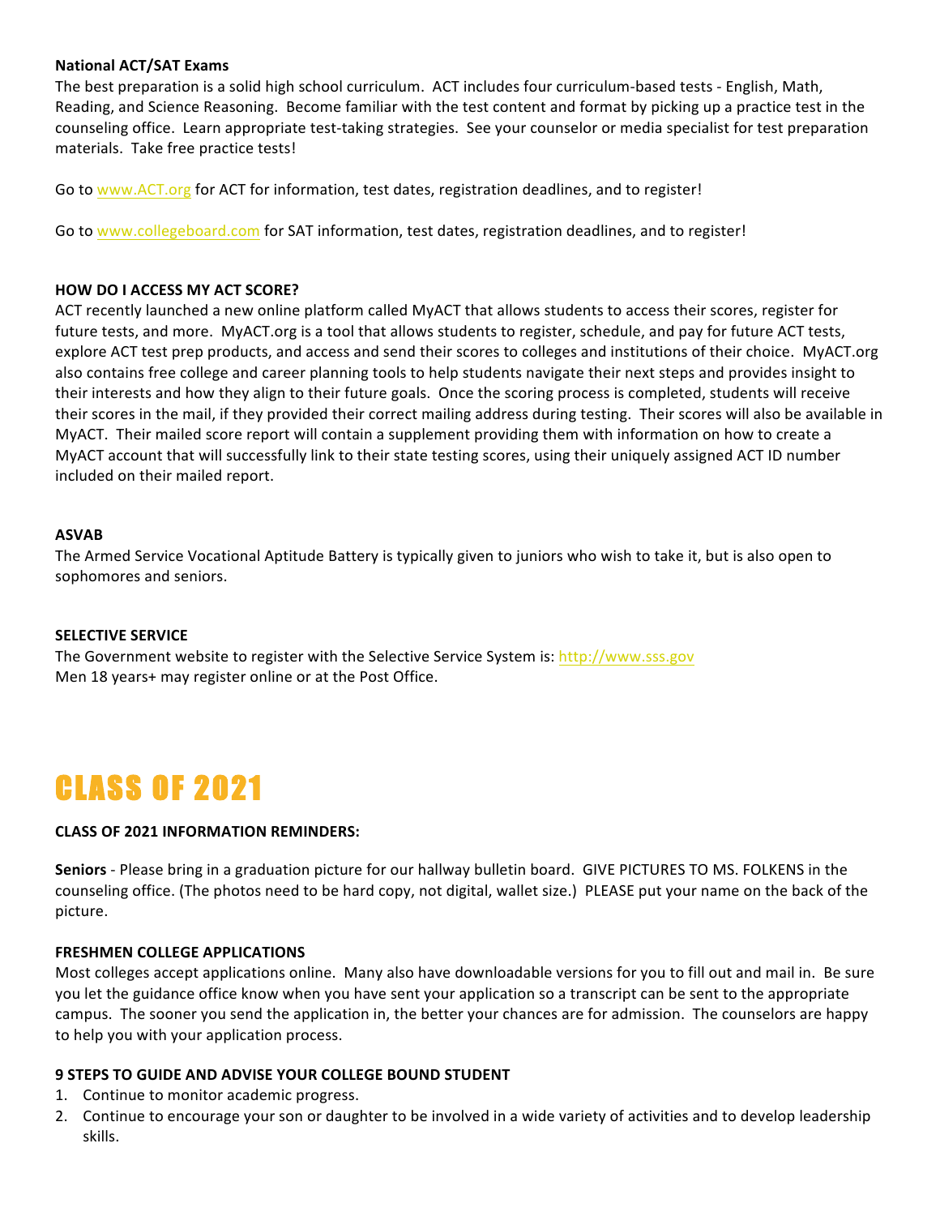**National ACT/SAT Exams**

The best preparation is a solid high school curriculum. ACT includes four curriculum-based tests - English, Math, Reading, and Science Reasoning. Become familiar with the test content and format by picking up a practice test in the counseling office. Learn appropriate test-taking strategies. See your counselor or media specialist for test preparation materials. Take free practice tests!

Go to www.ACT.org for ACT for information, test dates, registration deadlines, and to register!

Go to www.collegeboard.com for SAT information, test dates, registration deadlines, and to register!

**HOW DO I ACCESS MY ACT SCORE?**

ACT recently launched a new online platform called MyACT that allows students to access their scores, register for future tests, and more. MyACT.org is a tool that allows students to register, schedule, and pay for future ACT tests, explore ACT test prep products, and access and send their scores to colleges and institutions of their choice. MyACT.org also contains free college and career planning tools to help students navigate their next steps and provides insight to their interests and how they align to their future goals. Once the scoring process is completed, students will receive their scores in the mail, if they provided their correct mailing address during testing. Their scores will also be available in MyACT. Their mailed score report will contain a supplement providing them with information on how to create a MyACT account that will successfully link to their state testing scores, using their uniquely assigned ACT ID number included on their mailed report.

**ASVAB**

The Armed Service Vocational Aptitude Battery is typically given to juniors who wish to take it, but is also open to sophomores and seniors.

**SELECTIVE SERVICE**

The Government website to register with the Selective Service System is: http://www.sss.gov
Men 18 years+ may register online or at the Post Office.

# CLASS OF 2021

**CLASS OF 2021 INFORMATION REMINDERS:**

**Seniors** - Please bring in a graduation picture for our hallway bulletin board. GIVE PICTURES TO MS. FOLKENS in the counseling office. (The photos need to be hard copy, not digital, wallet size.) PLEASE put your name on the back of the picture.

**FRESHMEN COLLEGE APPLICATIONS**

Most colleges accept applications online. Many also have downloadable versions for you to fill out and mail in. Be sure you let the guidance office know when you have sent your application so a transcript can be sent to the appropriate campus. The sooner you send the application in, the better your chances are for admission. The counselors are happy to help you with your application process.

**9 STEPS TO GUIDE AND ADVISE YOUR COLLEGE BOUND STUDENT**

1. Continue to monitor academic progress.
2. Continue to encourage your son or daughter to be involved in a wide variety of activities and to develop leadership skills.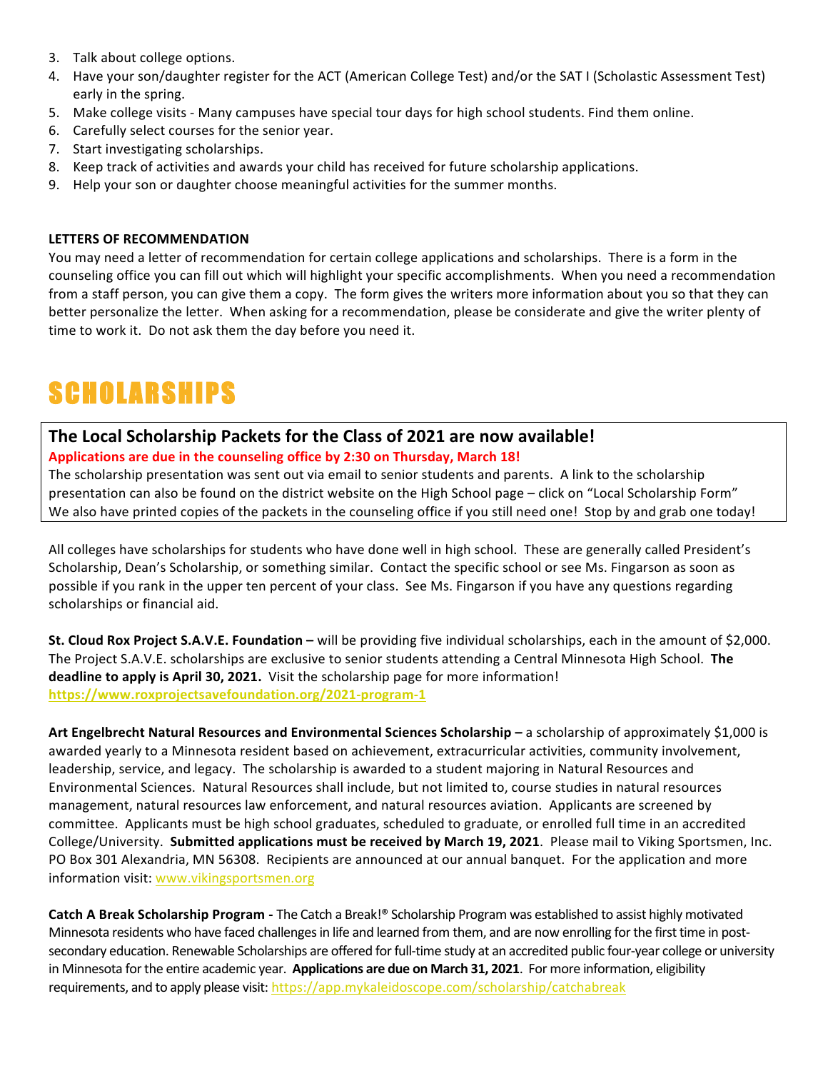3. Talk about college options.
4. Have your son/daughter register for the ACT (American College Test) and/or the SAT I (Scholastic Assessment Test) early in the spring.
5. Make college visits - Many campuses have special tour days for high school students. Find them online.
6. Carefully select courses for the senior year.
7. Start investigating scholarships.
8. Keep track of activities and awards your child has received for future scholarship applications.
9. Help your son or daughter choose meaningful activities for the summer months.

**LETTERS OF RECOMMENDATION**

You may need a letter of recommendation for certain college applications and scholarships. There is a form in the counseling office you can fill out which will highlight your specific accomplishments. When you need a recommendation from a staff person, you can give them a copy. The form gives the writers more information about you so that they can better personalize the letter. When asking for a recommendation, please be considerate and give the writer plenty of time to work it. Do not ask them the day before you need it.

# SCHOLARSHIPS

## The Local Scholarship Packets for the Class of 2021 are now available!

**Applications are due in the counseling office by 2:30 on Thursday, March 18!**

The scholarship presentation was sent out via email to senior students and parents. A link to the scholarship presentation can also be found on the district website on the High School page – click on "Local Scholarship Form" We also have printed copies of the packets in the counseling office if you still need one! Stop by and grab one today!

All colleges have scholarships for students who have done well in high school. These are generally called President's Scholarship, Dean's Scholarship, or something similar. Contact the specific school or see Ms. Fingarson as soon as possible if you rank in the upper ten percent of your class. See Ms. Fingarson if you have any questions regarding scholarships or financial aid.

**St. Cloud Rox Project S.A.V.E. Foundation –** will be providing five individual scholarships, each in the amount of $2,000. The Project S.A.V.E. scholarships are exclusive to senior students attending a Central Minnesota High School. **The deadline to apply is April 30, 2021.** Visit the scholarship page for more information! **https://www.roxprojectsavefoundation.org/2021-program-1**

**Art Engelbrecht Natural Resources and Environmental Sciences Scholarship –** a scholarship of approximately $1,000 is awarded yearly to a Minnesota resident based on achievement, extracurricular activities, community involvement, leadership, service, and legacy. The scholarship is awarded to a student majoring in Natural Resources and Environmental Sciences. Natural Resources shall include, but not limited to, course studies in natural resources management, natural resources law enforcement, and natural resources aviation. Applicants are screened by committee. Applicants must be high school graduates, scheduled to graduate, or enrolled full time in an accredited College/University. **Submitted applications must be received by March 19, 2021**. Please mail to Viking Sportsmen, Inc. PO Box 301 Alexandria, MN 56308. Recipients are announced at our annual banquet. For the application and more information visit: www.vikingsportsmen.org

**Catch A Break Scholarship Program -** The Catch a Break!® Scholarship Program was established to assist highly motivated Minnesota residents who have faced challenges in life and learned from them, and are now enrolling for the first time in post-secondary education. Renewable Scholarships are offered for full-time study at an accredited public four-year college or university in Minnesota for the entire academic year. **Applications are due on March 31, 2021**. For more information, eligibility requirements, and to apply please visit: https://app.mykaleidoscope.com/scholarship/catchabreak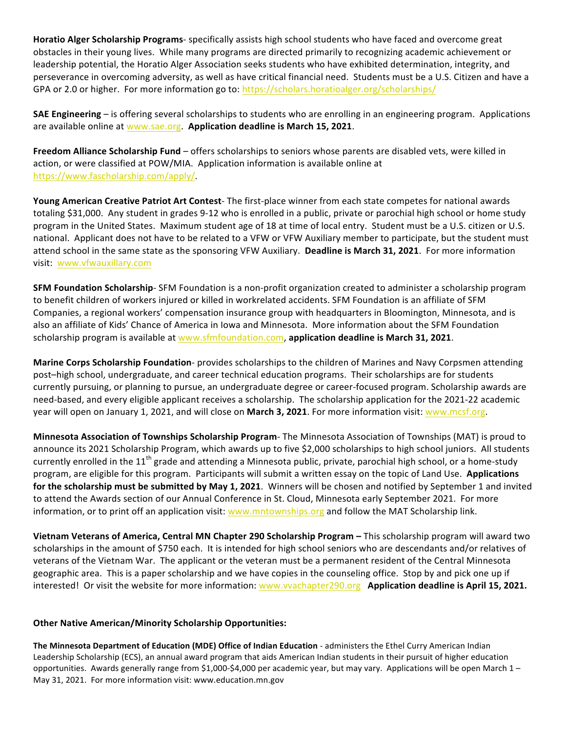**Horatio Alger Scholarship Programs**- specifically assists high school students who have faced and overcome great obstacles in their young lives. While many programs are directed primarily to recognizing academic achievement or leadership potential, the Horatio Alger Association seeks students who have exhibited determination, integrity, and perseverance in overcoming adversity, as well as have critical financial need. Students must be a U.S. Citizen and have a GPA or 2.0 or higher. For more information go to: https://scholars.horatioalger.org/scholarships/

**SAE Engineering** – is offering several scholarships to students who are enrolling in an engineering program. Applications are available online at www.sae.org. **Application deadline is March 15, 2021**.

**Freedom Alliance Scholarship Fund** – offers scholarships to seniors whose parents are disabled vets, were killed in action, or were classified at POW/MIA. Application information is available online at https://www.fascholarship.com/apply/.

**Young American Creative Patriot Art Contest**- The first-place winner from each state competes for national awards totaling $31,000. Any student in grades 9-12 who is enrolled in a public, private or parochial high school or home study program in the United States. Maximum student age of 18 at time of local entry. Student must be a U.S. citizen or U.S. national. Applicant does not have to be related to a VFW or VFW Auxiliary member to participate, but the student must attend school in the same state as the sponsoring VFW Auxiliary. **Deadline is March 31, 2021**. For more information visit: www.vfwauxillary.com

**SFM Foundation Scholarship**- SFM Foundation is a non-profit organization created to administer a scholarship program to benefit children of workers injured or killed in workrelated accidents. SFM Foundation is an affiliate of SFM Companies, a regional workers' compensation insurance group with headquarters in Bloomington, Minnesota, and is also an affiliate of Kids' Chance of America in Iowa and Minnesota. More information about the SFM Foundation scholarship program is available at www.sfmfoundation.com, **application deadline is March 31, 2021**.

**Marine Corps Scholarship Foundation**- provides scholarships to the children of Marines and Navy Corpsmen attending post–high school, undergraduate, and career technical education programs. Their scholarships are for students currently pursuing, or planning to pursue, an undergraduate degree or career-focused program. Scholarship awards are need-based, and every eligible applicant receives a scholarship. The scholarship application for the 2021-22 academic year will open on January 1, 2021, and will close on **March 3, 2021**. For more information visit: www.mcsf.org.

**Minnesota Association of Townships Scholarship Program**- The Minnesota Association of Townships (MAT) is proud to announce its 2021 Scholarship Program, which awards up to five $2,000 scholarships to high school juniors. All students currently enrolled in the 11th grade and attending a Minnesota public, private, parochial high school, or a home-study program, are eligible for this program. Participants will submit a written essay on the topic of Land Use. **Applications for the scholarship must be submitted by May 1, 2021**. Winners will be chosen and notified by September 1 and invited to attend the Awards section of our Annual Conference in St. Cloud, Minnesota early September 2021. For more information, or to print off an application visit: www.mntownships.org and follow the MAT Scholarship link.

**Vietnam Veterans of America, Central MN Chapter 290 Scholarship Program –** This scholarship program will award two scholarships in the amount of $750 each. It is intended for high school seniors who are descendants and/or relatives of veterans of the Vietnam War. The applicant or the veteran must be a permanent resident of the Central Minnesota geographic area. This is a paper scholarship and we have copies in the counseling office. Stop by and pick one up if interested! Or visit the website for more information: www.vvachapter290.org **Application deadline is April 15, 2021.**

**Other Native American/Minority Scholarship Opportunities:**

**The Minnesota Department of Education (MDE) Office of Indian Education** - administers the Ethel Curry American Indian Leadership Scholarship (ECS), an annual award program that aids American Indian students in their pursuit of higher education opportunities. Awards generally range from $1,000-$4,000 per academic year, but may vary. Applications will be open March 1 – May 31, 2021. For more information visit: www.education.mn.gov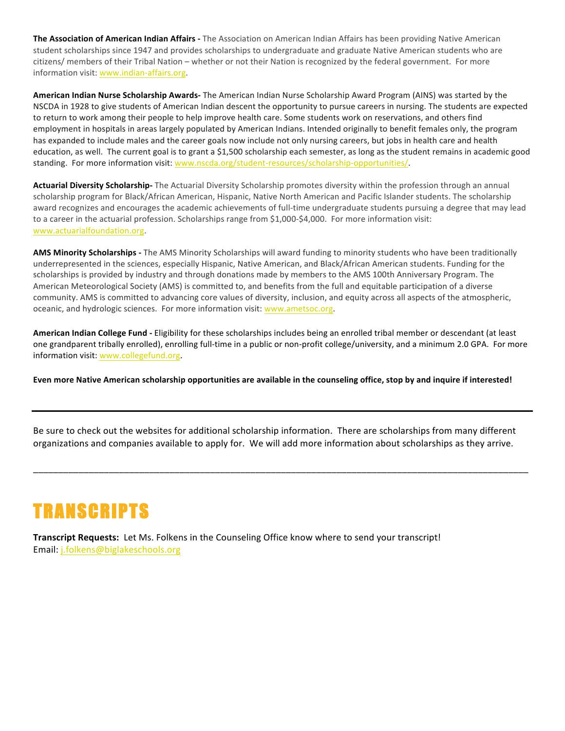**The Association of American Indian Affairs -** The Association on American Indian Affairs has been providing Native American student scholarships since 1947 and provides scholarships to undergraduate and graduate Native American students who are citizens/ members of their Tribal Nation – whether or not their Nation is recognized by the federal government. For more information visit: www.indian-affairs.org.

**American Indian Nurse Scholarship Awards-** The American Indian Nurse Scholarship Award Program (AINS) was started by the NSCDA in 1928 to give students of American Indian descent the opportunity to pursue careers in nursing. The students are expected to return to work among their people to help improve health care. Some students work on reservations, and others find employment in hospitals in areas largely populated by American Indians. Intended originally to benefit females only, the program has expanded to include males and the career goals now include not only nursing careers, but jobs in health care and health education, as well. The current goal is to grant a $1,500 scholarship each semester, as long as the student remains in academic good standing. For more information visit: www.nscda.org/student-resources/scholarship-opportunities/.

**Actuarial Diversity Scholarship-** The Actuarial Diversity Scholarship promotes diversity within the profession through an annual scholarship program for Black/African American, Hispanic, Native North American and Pacific Islander students. The scholarship award recognizes and encourages the academic achievements of full-time undergraduate students pursuing a degree that may lead to a career in the actuarial profession. Scholarships range from $1,000-$4,000. For more information visit: www.actuarialfoundation.org.

**AMS Minority Scholarships -** The AMS Minority Scholarships will award funding to minority students who have been traditionally underrepresented in the sciences, especially Hispanic, Native American, and Black/African American students. Funding for the scholarships is provided by industry and through donations made by members to the AMS 100th Anniversary Program. The American Meteorological Society (AMS) is committed to, and benefits from the full and equitable participation of a diverse community. AMS is committed to advancing core values of diversity, inclusion, and equity across all aspects of the atmospheric, oceanic, and hydrologic sciences. For more information visit: www.ametsoc.org.

**American Indian College Fund -** Eligibility for these scholarships includes being an enrolled tribal member or descendant (at least one grandparent tribally enrolled), enrolling full-time in a public or non-profit college/university, and a minimum 2.0 GPA. For more information visit: www.collegefund.org.

**Even more Native American scholarship opportunities are available in the counseling office, stop by and inquire if interested!**

---

Be sure to check out the websites for additional scholarship information. There are scholarships from many different organizations and companies available to apply for. We will add more information about scholarships as they arrive.

---

# TRANSCRIPTS

**Transcript Requests:** Let Ms. Folkens in the Counseling Office know where to send your transcript!
Email: j.folkens@biglakeschools.org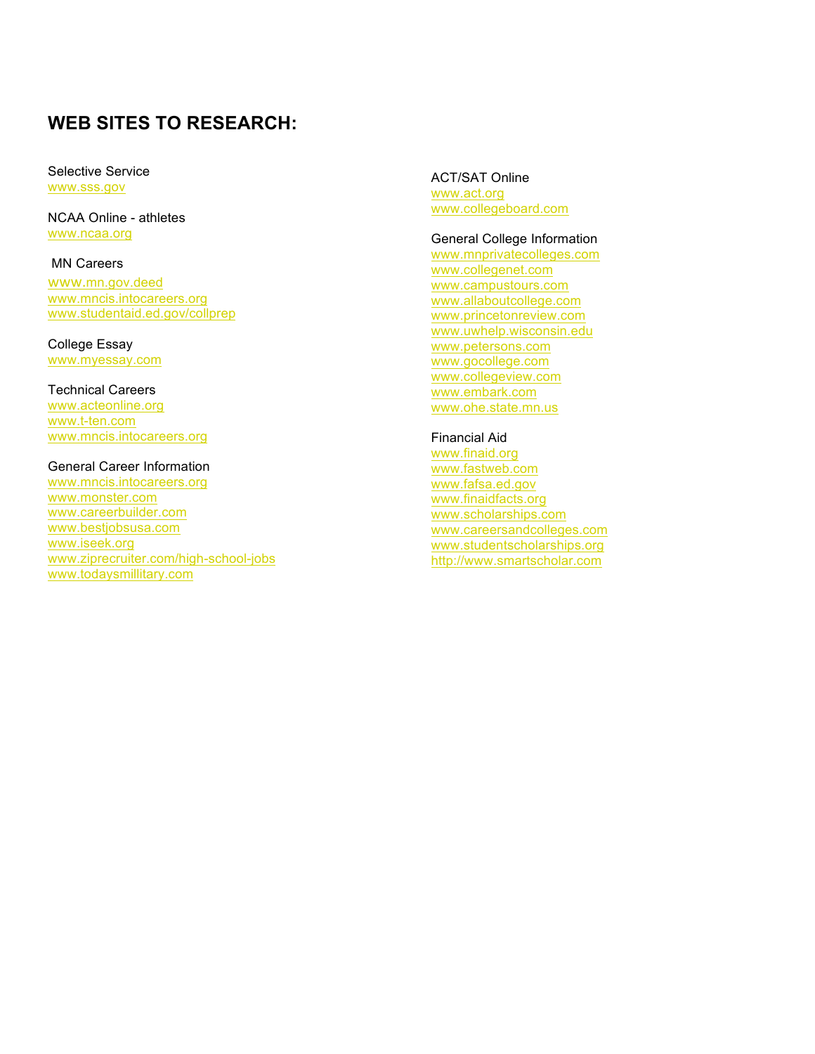## WEB SITES TO RESEARCH:

Selective Service
www.sss.gov

NCAA Online - athletes
www.ncaa.org

MN Careers
www.mn.gov.deed
www.mncis.intocareers.org
www.studentaid.ed.gov/collprep

College Essay
www.myessay.com

Technical Careers
www.acteonline.org
www.t-ten.com
www.mncis.intocareers.org

General Career Information
www.mncis.intocareers.org
www.monster.com
www.careerbuilder.com
www.bestjobsusa.com
www.iseek.org
www.ziprecruiter.com/high-school-jobs
www.todaysmillitary.com

ACT/SAT Online
www.act.org
www.collegeboard.com

General College Information
www.mnprivatecolleges.com
www.collegenet.com
www.campustours.com
www.allaboutcollege.com
www.princetonreview.com
www.uwhelp.wisconsin.edu
www.petersons.com
www.gocollege.com
www.collegeview.com
www.embark.com
www.ohe.state.mn.us

Financial Aid
www.finaid.org
www.fastweb.com
www.fafsa.ed.gov
www.finaidfacts.org
www.scholarships.com
www.careersandcolleges.com
www.studentscholarships.org
http://www.smartscholar.com